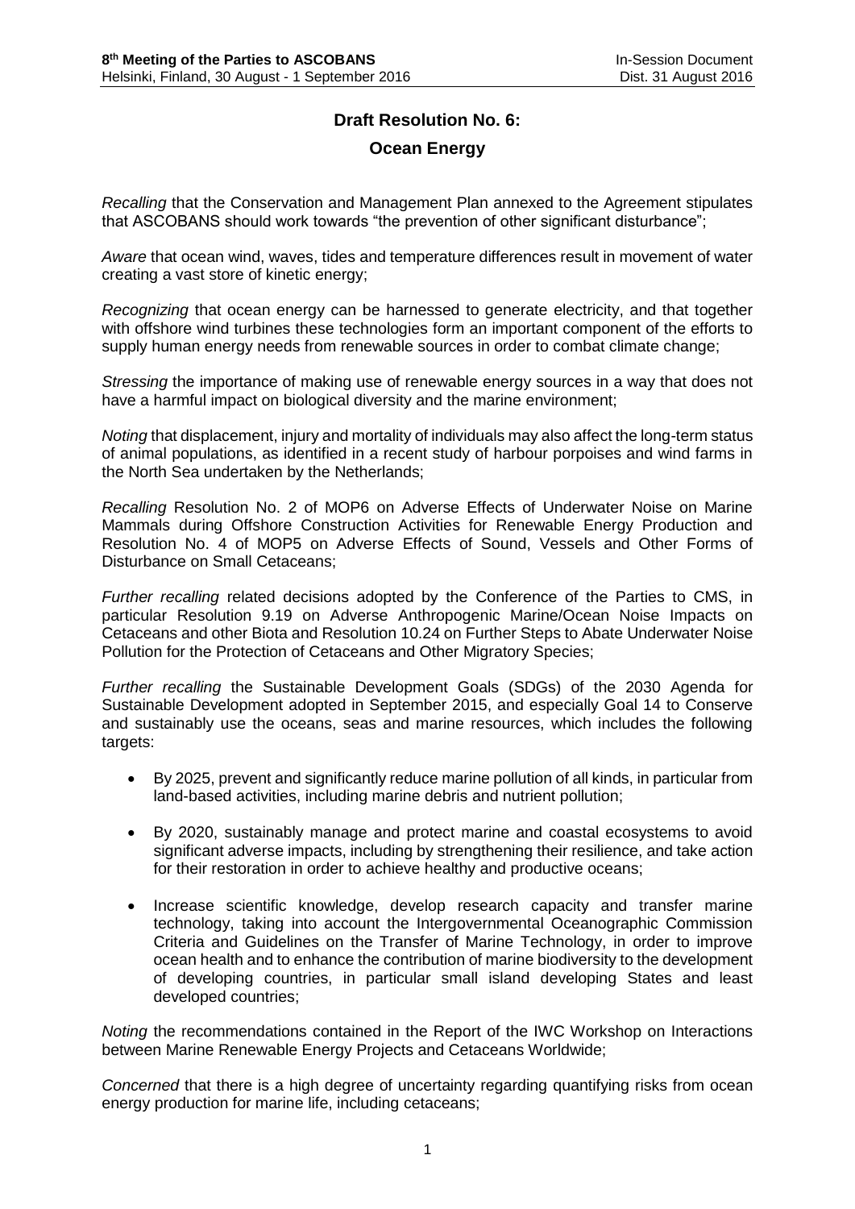## Draft Resolution No. 6:

## Ocean Energy

*Recalling* that the Conservation and Management Plan annexed to the Agreement stipulates that ASCOBANS should work towards "the prevention of other significant disturbance";

*Aware* that ocean wind, waves, tides and temperature differences result in movement of water creating a vast store of kinetic energy;

*Recognizing* that ocean energy can be harnessed to generate electricity, and that together with offshore wind turbines these technologies form an important component of the efforts to supply human energy needs from renewable sources in order to combat climate change;

*Stressing* the importance of making use of renewable energy sources in a way that does not have a harmful impact on biological diversity and the marine environment;

*Noting* that displacement, injury and mortality of individuals may also affect the long-term status of animal populations, as identified in a recent study of harbour porpoises and wind farms in the North Sea undertaken by the Netherlands;

*Recalling* Resolution No. 2 of MOP6 on Adverse Effects of Underwater Noise on Marine Mammals during Offshore Construction Activities for Renewable Energy Production and Resolution No. 4 of MOP5 on Adverse Effects of Sound, Vessels and Other Forms of Disturbance on Small Cetaceans;

*Further recalling* related decisions adopted by the Conference of the Parties to CMS, in particular Resolution 9.19 on Adverse Anthropogenic Marine/Ocean Noise Impacts on Cetaceans and other Biota and Resolution 10.24 on Further Steps to Abate Underwater Noise Pollution for the Protection of Cetaceans and Other Migratory Species;

*Further recalling* the Sustainable Development Goals (SDGs) of the 2030 Agenda for Sustainable Development adopted in September 2015, and especially Goal 14 to Conserve and sustainably use the oceans, seas and marine resources, which includes the following targets:

- By 2025, prevent and significantly reduce marine pollution of all kinds, in particular from land-based activities, including marine debris and nutrient pollution;
- By 2020, sustainably manage and protect marine and coastal ecosystems to avoid significant adverse impacts, including by strengthening their resilience, and take action for their restoration in order to achieve healthy and productive oceans;
- Increase scientific knowledge, develop research capacity and transfer marine technology, taking into account the Intergovernmental Oceanographic Commission Criteria and Guidelines on the Transfer of Marine Technology, in order to improve ocean health and to enhance the contribution of marine biodiversity to the development of developing countries, in particular small island developing States and least developed countries;

*Noting* the recommendations contained in the Report of the IWC Workshop on Interactions between Marine Renewable Energy Projects and Cetaceans Worldwide;

*Concerned* that there is a high degree of uncertainty regarding quantifying risks from ocean energy production for marine life, including cetaceans;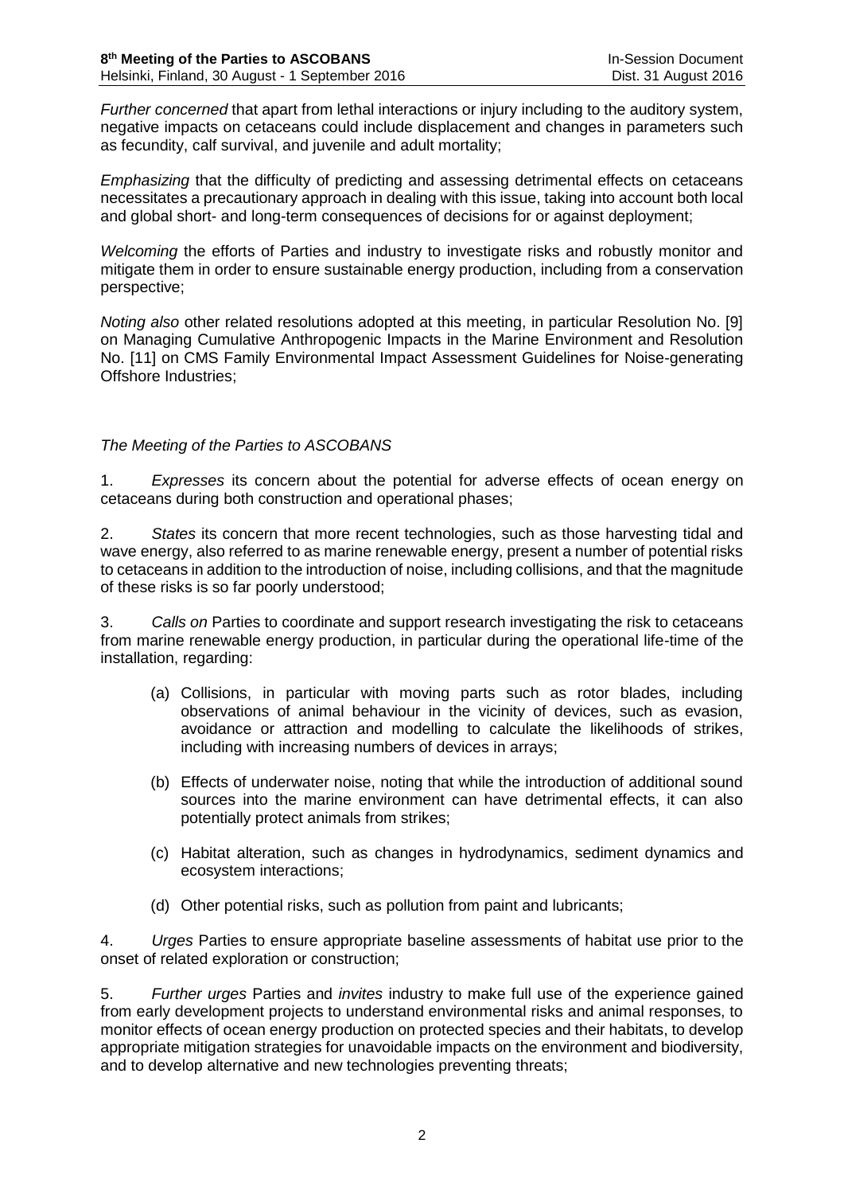*Further concerned* that apart from lethal interactions or injury including to the auditory system, negative impacts on cetaceans could include displacement and changes in parameters such as fecundity, calf survival, and juvenile and adult mortality;

*Emphasizing* that the difficulty of predicting and assessing detrimental effects on cetaceans necessitates a precautionary approach in dealing with this issue, taking into account both local and global short- and long-term consequences of decisions for or against deployment;

*Welcoming* the efforts of Parties and industry to investigate risks and robustly monitor and mitigate them in order to ensure sustainable energy production, including from a conservation perspective;

*Noting also* other related resolutions adopted at this meeting, in particular Resolution No. [9] on Managing Cumulative Anthropogenic Impacts in the Marine Environment and Resolution No. [11] on CMS Family Environmental Impact Assessment Guidelines for Noise-generating Offshore Industries;

*The Meeting of the Parties to ASCOBANS*

1. *Expresses* its concern about the potential for adverse effects of ocean energy on cetaceans during both construction and operational phases;

2. *States* its concern that more recent technologies, such as those harvesting tidal and wave energy, also referred to as marine renewable energy, present a number of potential risks to cetaceans in addition to the introduction of noise, including collisions, and that the magnitude of these risks is so far poorly understood;

3. *Calls on* Parties to coordinate and support research investigating the risk to cetaceans from marine renewable energy production, in particular during the operational life-time of the installation, regarding:

   (a) Collisions, in particular with moving parts such as rotor blades, including observations of animal behaviour in the vicinity of devices, such as evasion, avoidance or attraction and modelling to calculate the likelihoods of strikes, including with increasing numbers of devices in arrays;

   (b) Effects of underwater noise, noting that while the introduction of additional sound sources into the marine environment can have detrimental effects, it can also potentially protect animals from strikes;

   (c) Habitat alteration, such as changes in hydrodynamics, sediment dynamics and ecosystem interactions;

   (d) Other potential risks, such as pollution from paint and lubricants;

4. *Urges* Parties to ensure appropriate baseline assessments of habitat use prior to the onset of related exploration or construction;

5. *Further urges* Parties and *invites* industry to make full use of the experience gained from early development projects to understand environmental risks and animal responses, to monitor effects of ocean energy production on protected species and their habitats, to develop appropriate mitigation strategies for unavoidable impacts on the environment and biodiversity, and to develop alternative and new technologies preventing threats;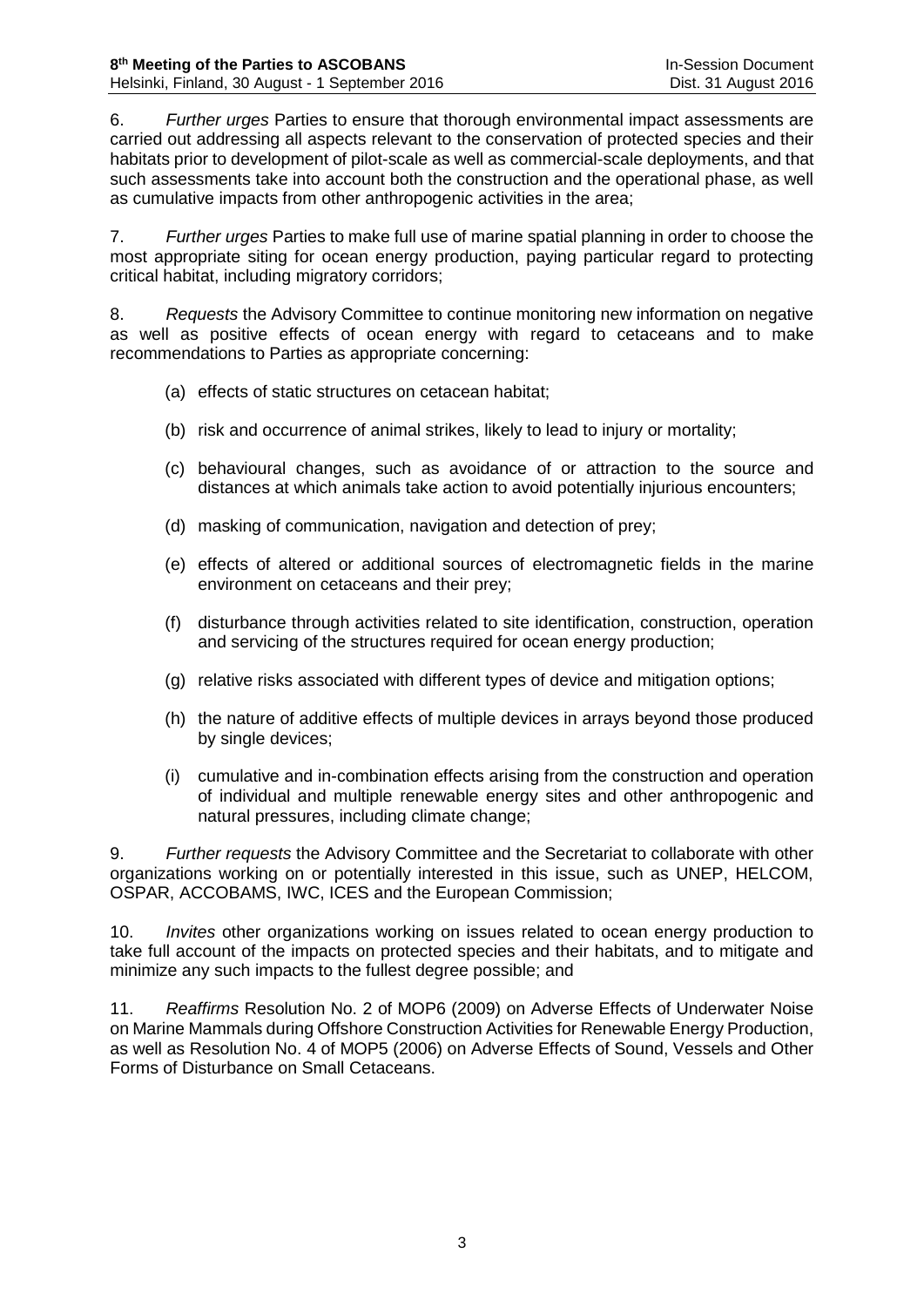6. *Further urges* Parties to ensure that thorough environmental impact assessments are carried out addressing all aspects relevant to the conservation of protected species and their habitats prior to development of pilot-scale as well as commercial-scale deployments, and that such assessments take into account both the construction and the operational phase, as well as cumulative impacts from other anthropogenic activities in the area;

7. *Further urges* Parties to make full use of marine spatial planning in order to choose the most appropriate siting for ocean energy production, paying particular regard to protecting critical habitat, including migratory corridors;

8. *Requests* the Advisory Committee to continue monitoring new information on negative as well as positive effects of ocean energy with regard to cetaceans and to make recommendations to Parties as appropriate concerning:

(a) effects of static structures on cetacean habitat;

(b) risk and occurrence of animal strikes, likely to lead to injury or mortality;

(c) behavioural changes, such as avoidance of or attraction to the source and distances at which animals take action to avoid potentially injurious encounters;

(d) masking of communication, navigation and detection of prey;

(e) effects of altered or additional sources of electromagnetic fields in the marine environment on cetaceans and their prey;

(f) disturbance through activities related to site identification, construction, operation and servicing of the structures required for ocean energy production;

(g) relative risks associated with different types of device and mitigation options;

(h) the nature of additive effects of multiple devices in arrays beyond those produced by single devices;

(i) cumulative and in-combination effects arising from the construction and operation of individual and multiple renewable energy sites and other anthropogenic and natural pressures, including climate change;

9. *Further requests* the Advisory Committee and the Secretariat to collaborate with other organizations working on or potentially interested in this issue, such as UNEP, HELCOM, OSPAR, ACCOBAMS, IWC, ICES and the European Commission;

10. *Invites* other organizations working on issues related to ocean energy production to take full account of the impacts on protected species and their habitats, and to mitigate and minimize any such impacts to the fullest degree possible; and

11. *Reaffirms* Resolution No. 2 of MOP6 (2009) on Adverse Effects of Underwater Noise on Marine Mammals during Offshore Construction Activities for Renewable Energy Production, as well as Resolution No. 4 of MOP5 (2006) on Adverse Effects of Sound, Vessels and Other Forms of Disturbance on Small Cetaceans.